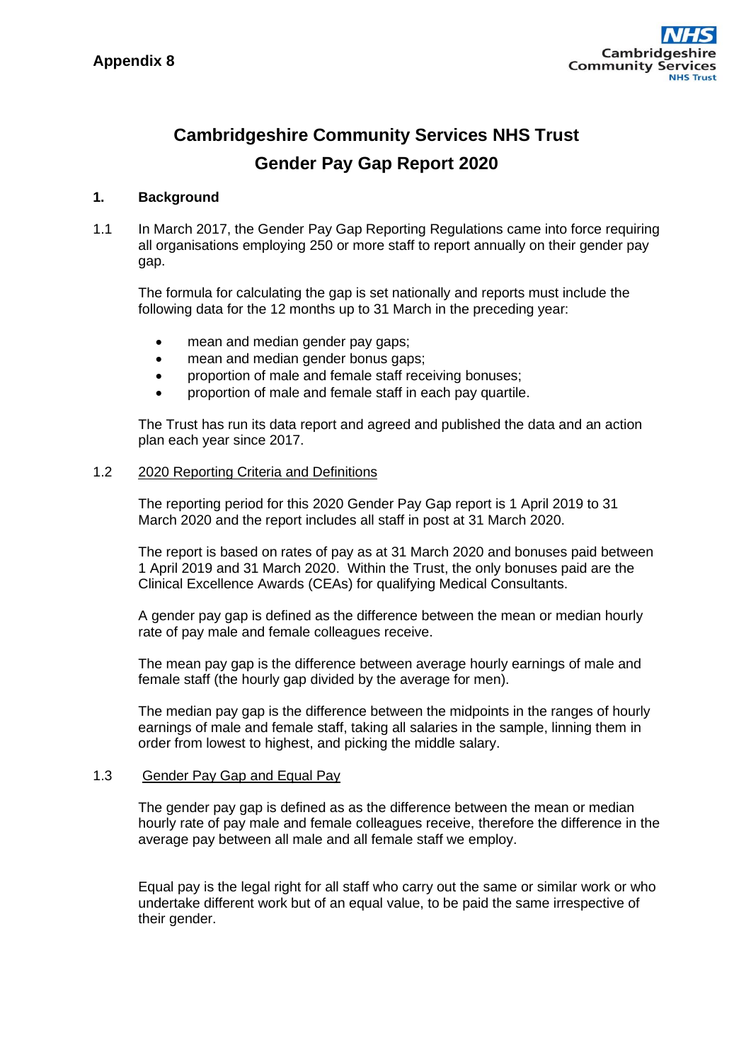**Appendix 8**

# Cambridgeshire Community Services NHS Trust
# Gender Pay Gap Report 2020

## 1. Background

1.1 In March 2017, the Gender Pay Gap Reporting Regulations came into force requiring all organisations employing 250 or more staff to report annually on their gender pay gap.

The formula for calculating the gap is set nationally and reports must include the following data for the 12 months up to 31 March in the preceding year:

- mean and median gender pay gaps;
- mean and median gender bonus gaps;
- proportion of male and female staff receiving bonuses;
- proportion of male and female staff in each pay quartile.

The Trust has run its data report and agreed and published the data and an action plan each year since 2017.

1.2 <u>2020 Reporting Criteria and Definitions</u>

The reporting period for this 2020 Gender Pay Gap report is 1 April 2019 to 31 March 2020 and the report includes all staff in post at 31 March 2020.

The report is based on rates of pay as at 31 March 2020 and bonuses paid between 1 April 2019 and 31 March 2020. Within the Trust, the only bonuses paid are the Clinical Excellence Awards (CEAs) for qualifying Medical Consultants.

A gender pay gap is defined as the difference between the mean or median hourly rate of pay male and female colleagues receive.

The mean pay gap is the difference between average hourly earnings of male and female staff (the hourly gap divided by the average for men).

The median pay gap is the difference between the midpoints in the ranges of hourly earnings of male and female staff, taking all salaries in the sample, linning them in order from lowest to highest, and picking the middle salary.

1.3 <u>Gender Pay Gap and Equal Pay</u>

The gender pay gap is defined as as the difference between the mean or median hourly rate of pay male and female colleagues receive, therefore the difference in the average pay between all male and all female staff we employ.

Equal pay is the legal right for all staff who carry out the same or similar work or who undertake different work but of an equal value, to be paid the same irrespective of their gender.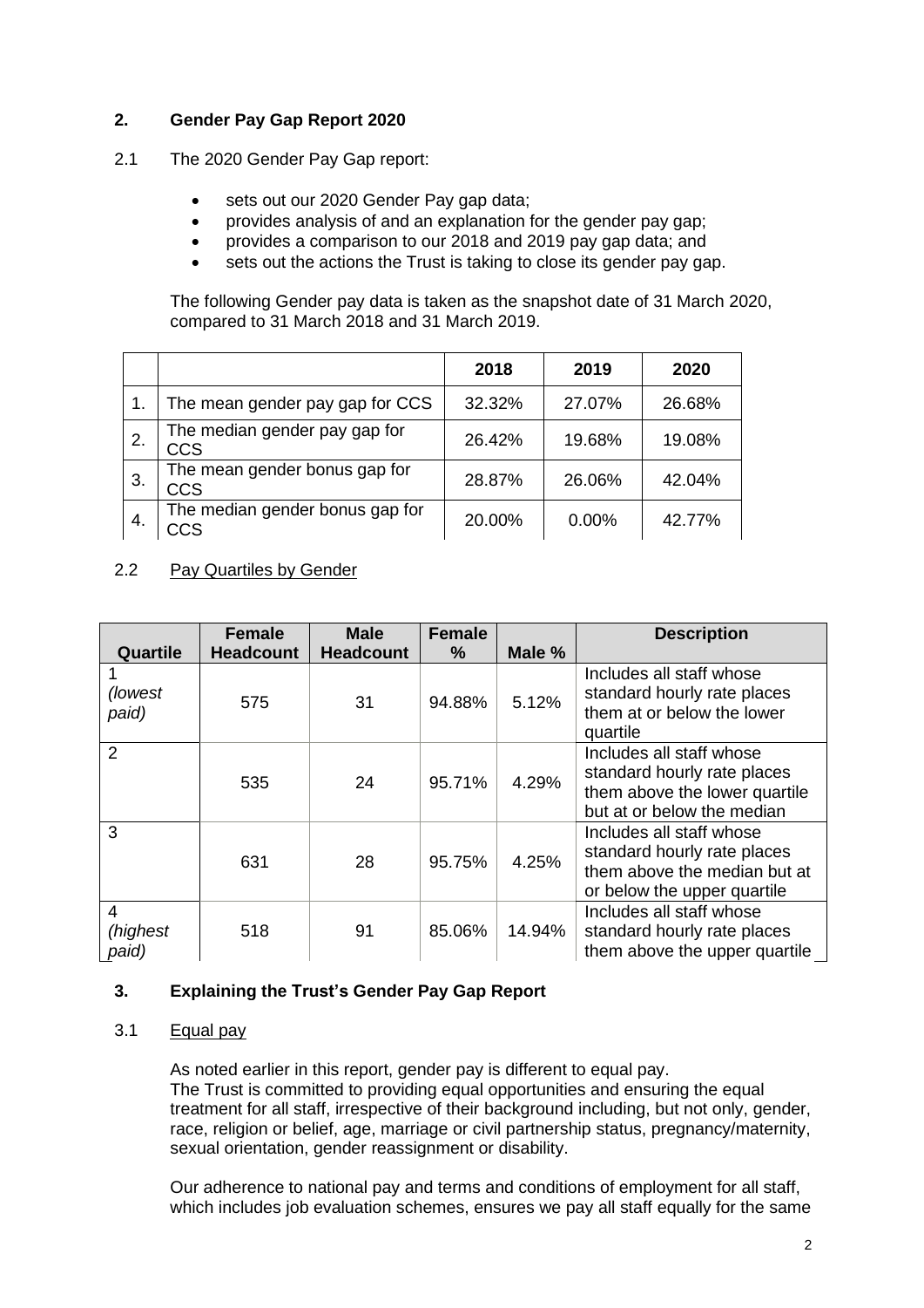## 2. Gender Pay Gap Report 2020

2.1 The 2020 Gender Pay Gap report:

- sets out our 2020 Gender Pay gap data;
- provides analysis of and an explanation for the gender pay gap;
- provides a comparison to our 2018 and 2019 pay gap data; and
- sets out the actions the Trust is taking to close its gender pay gap.

The following Gender pay data is taken as the snapshot date of 31 March 2020, compared to 31 March 2018 and 31 March 2019.

| | | 2018 | 2019 | 2020 |
|---|---|---|---|---|
| 1. | The mean gender pay gap for CCS | 32.32% | 27.07% | 26.68% |
| 2. | The median gender pay gap for CCS | 26.42% | 19.68% | 19.08% |
| 3. | The mean gender bonus gap for CCS | 28.87% | 26.06% | 42.04% |
| 4. | The median gender bonus gap for CCS | 20.00% | 0.00% | 42.77% |

2.2 <u>Pay Quartiles by Gender</u>

| Quartile | Female Headcount | Male Headcount | Female % | Male % | Description |
|---|---|---|---|---|---|
| 1 *(lowest paid)* | 575 | 31 | 94.88% | 5.12% | Includes all staff whose standard hourly rate places them at or below the lower quartile |
| 2 | 535 | 24 | 95.71% | 4.29% | Includes all staff whose standard hourly rate places them above the lower quartile but at or below the median |
| 3 | 631 | 28 | 95.75% | 4.25% | Includes all staff whose standard hourly rate places them above the median but at or below the upper quartile |
| 4 *(highest paid)* | 518 | 91 | 85.06% | 14.94% | Includes all staff whose standard hourly rate places them above the upper quartile |

## 3. Explaining the Trust's Gender Pay Gap Report

3.1 <u>Equal pay</u>

As noted earlier in this report, gender pay is different to equal pay.
The Trust is committed to providing equal opportunities and ensuring the equal treatment for all staff, irrespective of their background including, but not only, gender, race, religion or belief, age, marriage or civil partnership status, pregnancy/maternity, sexual orientation, gender reassignment or disability.

Our adherence to national pay and terms and conditions of employment for all staff, which includes job evaluation schemes, ensures we pay all staff equally for the same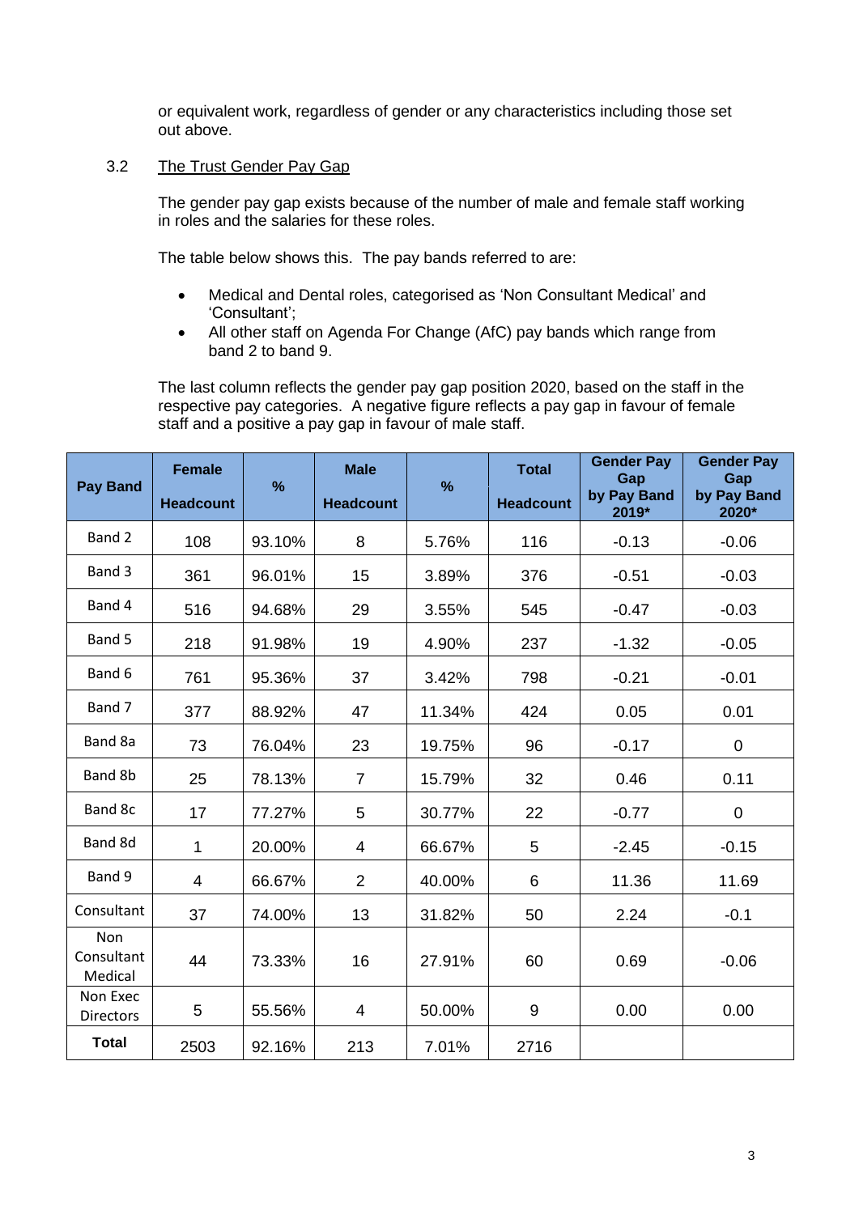or equivalent work, regardless of gender or any characteristics including those set out above.

3.2 The Trust Gender Pay Gap

The gender pay gap exists because of the number of male and female staff working in roles and the salaries for these roles.

The table below shows this. The pay bands referred to are:

- Medical and Dental roles, categorised as 'Non Consultant Medical' and 'Consultant';
- All other staff on Agenda For Change (AfC) pay bands which range from band 2 to band 9.

The last column reflects the gender pay gap position 2020, based on the staff in the respective pay categories. A negative figure reflects a pay gap in favour of female staff and a positive a pay gap in favour of male staff.

| Pay Band | Female Headcount | % | Male Headcount | % | Total Headcount | Gender Pay Gap by Pay Band 2019* | Gender Pay Gap by Pay Band 2020* |
|---|---|---|---|---|---|---|---|
| Band 2 | 108 | 93.10% | 8 | 5.76% | 116 | -0.13 | -0.06 |
| Band 3 | 361 | 96.01% | 15 | 3.89% | 376 | -0.51 | -0.03 |
| Band 4 | 516 | 94.68% | 29 | 3.55% | 545 | -0.47 | -0.03 |
| Band 5 | 218 | 91.98% | 19 | 4.90% | 237 | -1.32 | -0.05 |
| Band 6 | 761 | 95.36% | 37 | 3.42% | 798 | -0.21 | -0.01 |
| Band 7 | 377 | 88.92% | 47 | 11.34% | 424 | 0.05 | 0.01 |
| Band 8a | 73 | 76.04% | 23 | 19.75% | 96 | -0.17 | 0 |
| Band 8b | 25 | 78.13% | 7 | 15.79% | 32 | 0.46 | 0.11 |
| Band 8c | 17 | 77.27% | 5 | 30.77% | 22 | -0.77 | 0 |
| Band 8d | 1 | 20.00% | 4 | 66.67% | 5 | -2.45 | -0.15 |
| Band 9 | 4 | 66.67% | 2 | 40.00% | 6 | 11.36 | 11.69 |
| Consultant | 37 | 74.00% | 13 | 31.82% | 50 | 2.24 | -0.1 |
| Non Consultant Medical | 44 | 73.33% | 16 | 27.91% | 60 | 0.69 | -0.06 |
| Non Exec Directors | 5 | 55.56% | 4 | 50.00% | 9 | 0.00 | 0.00 |
| **Total** | 2503 | 92.16% | 213 | 7.01% | 2716 | | |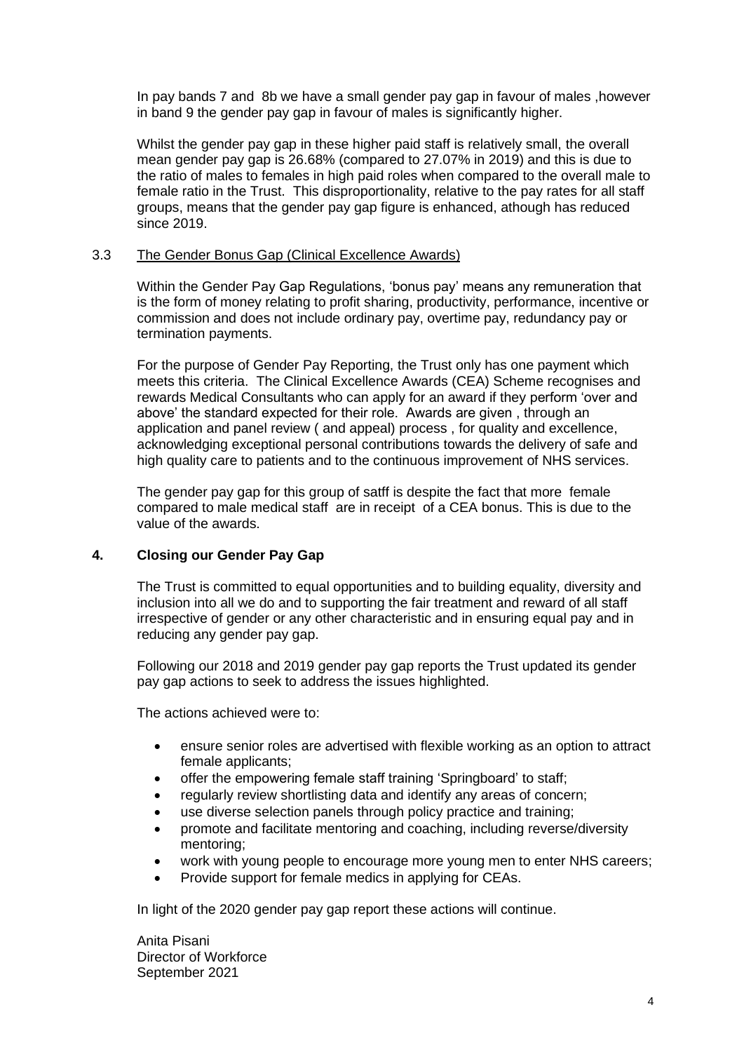In pay bands 7 and 8b we have a small gender pay gap in favour of males ,however in band 9 the gender pay gap in favour of males is significantly higher.

Whilst the gender pay gap in these higher paid staff is relatively small, the overall mean gender pay gap is 26.68% (compared to 27.07% in 2019) and this is due to the ratio of males to females in high paid roles when compared to the overall male to female ratio in the Trust. This disproportionality, relative to the pay rates for all staff groups, means that the gender pay gap figure is enhanced, athough has reduced since 2019.

### 3.3 The Gender Bonus Gap (Clinical Excellence Awards)

Within the Gender Pay Gap Regulations, 'bonus pay' means any remuneration that is the form of money relating to profit sharing, productivity, performance, incentive or commission and does not include ordinary pay, overtime pay, redundancy pay or termination payments.

For the purpose of Gender Pay Reporting, the Trust only has one payment which meets this criteria. The Clinical Excellence Awards (CEA) Scheme recognises and rewards Medical Consultants who can apply for an award if they perform 'over and above' the standard expected for their role. Awards are given , through an application and panel review ( and appeal) process , for quality and excellence, acknowledging exceptional personal contributions towards the delivery of safe and high quality care to patients and to the continuous improvement of NHS services.

The gender pay gap for this group of satff is despite the fact that more female compared to male medical staff are in receipt of a CEA bonus. This is due to the value of the awards.

## 4. Closing our Gender Pay Gap

The Trust is committed to equal opportunities and to building equality, diversity and inclusion into all we do and to supporting the fair treatment and reward of all staff irrespective of gender or any other characteristic and in ensuring equal pay and in reducing any gender pay gap.

Following our 2018 and 2019 gender pay gap reports the Trust updated its gender pay gap actions to seek to address the issues highlighted.

The actions achieved were to:

- ensure senior roles are advertised with flexible working as an option to attract female applicants;
- offer the empowering female staff training 'Springboard' to staff;
- regularly review shortlisting data and identify any areas of concern;
- use diverse selection panels through policy practice and training;
- promote and facilitate mentoring and coaching, including reverse/diversity mentoring;
- work with young people to encourage more young men to enter NHS careers;
- Provide support for female medics in applying for CEAs.

In light of the 2020 gender pay gap report these actions will continue.

Anita Pisani
Director of Workforce
September 2021